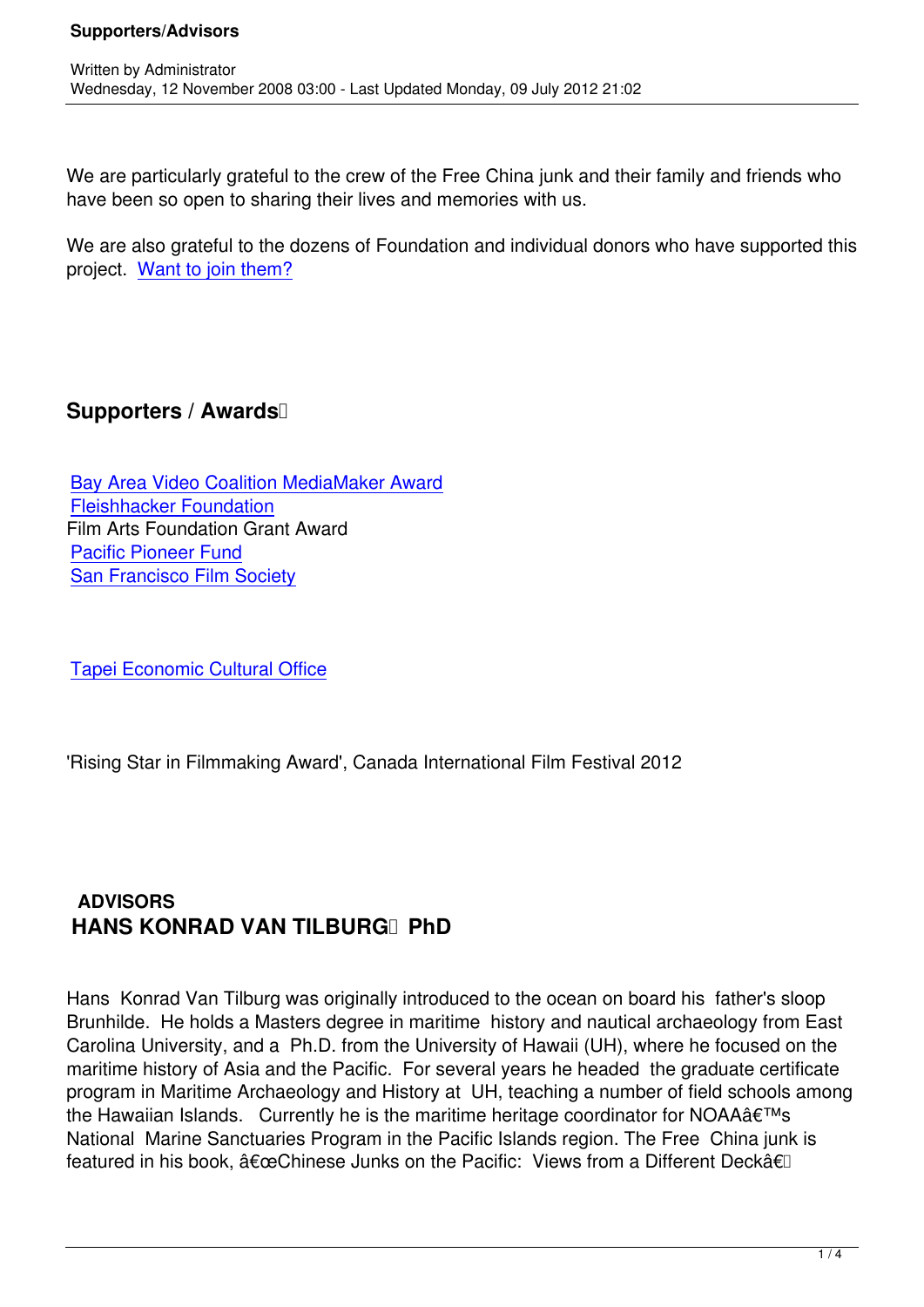We are particularly grateful to the crew of the Free China junk and their family and friends who have been so open to sharing their lives and memories with us.

We are also grateful to the dozens of Foundation and individual donors who have supported this project. Want to join them?

## Supporters / Awards

Bay Area Video Coalition MediaMaker Award
Fleishhacker Foundation
Film Arts Foundation Grant Award
Pacific Pioneer Fund
San Francisco Film Society

Tapei Economic Cultural Office

'Rising Star in Filmmaking Award', Canada International Film Festival 2012

## ADVISORS

## HANS KONRAD VAN TILBURG PhD

Hans Konrad Van Tilburg was originally introduced to the ocean on board his father's sloop Brunhilde. He holds a Masters degree in maritime history and nautical archaeology from East Carolina University, and a Ph.D. from the University of Hawaii (UH), where he focused on the maritime history of Asia and the Pacific. For several years he headed the graduate certificate program in Maritime Archaeology and History at UH, teaching a number of field schools among the Hawaiian Islands. Currently he is the maritime heritage coordinator for NOAAâ€™s National Marine Sanctuaries Program in the Pacific Islands region. The Free China junk is featured in his book, â€œChinese Junks on the Pacific: Views from a Different Deckâ€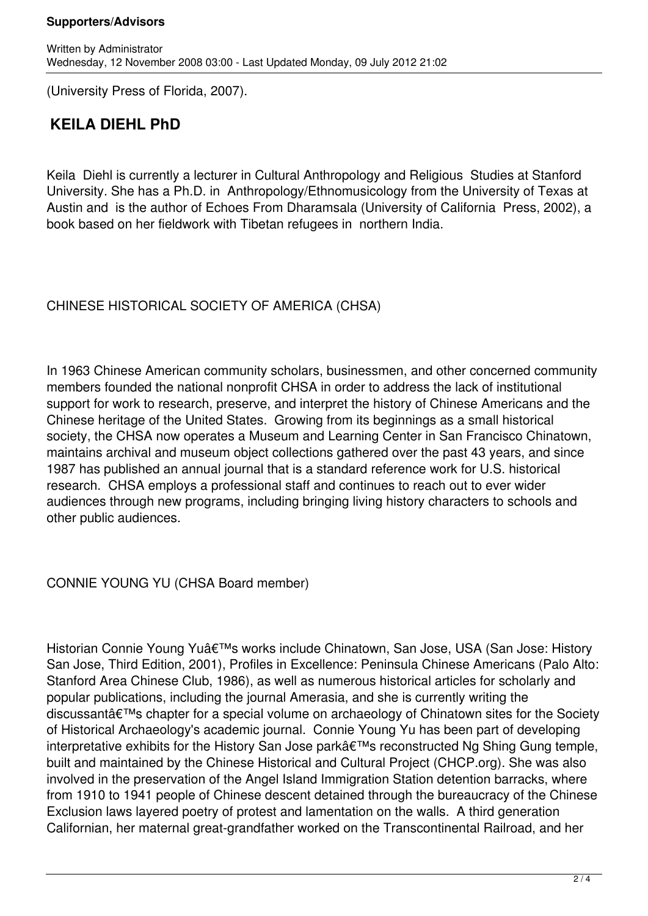(University Press of Florida, 2007).

## KEILA DIEHL PhD

Keila Diehl is currently a lecturer in Cultural Anthropology and Religious Studies at Stanford University. She has a Ph.D. in Anthropology/Ethnomusicology from the University of Texas at Austin and is the author of Echoes From Dharamsala (University of California Press, 2002), a book based on her fieldwork with Tibetan refugees in northern India.

CHINESE HISTORICAL SOCIETY OF AMERICA (CHSA)

In 1963 Chinese American community scholars, businessmen, and other concerned community members founded the national nonprofit CHSA in order to address the lack of institutional support for work to research, preserve, and interpret the history of Chinese Americans and the Chinese heritage of the United States. Growing from its beginnings as a small historical society, the CHSA now operates a Museum and Learning Center in San Francisco Chinatown, maintains archival and museum object collections gathered over the past 43 years, and since 1987 has published an annual journal that is a standard reference work for U.S. historical research. CHSA employs a professional staff and continues to reach out to ever wider audiences through new programs, including bringing living history characters to schools and other public audiences.

CONNIE YOUNG YU (CHSA Board member)

Historian Connie Young Yuâ€™s works include Chinatown, San Jose, USA (San Jose: History San Jose, Third Edition, 2001), Profiles in Excellence: Peninsula Chinese Americans (Palo Alto: Stanford Area Chinese Club, 1986), as well as numerous historical articles for scholarly and popular publications, including the journal Amerasia, and she is currently writing the discussantâ€™s chapter for a special volume on archaeology of Chinatown sites for the Society of Historical Archaeology's academic journal. Connie Young Yu has been part of developing interpretative exhibits for the History San Jose parkâ€™s reconstructed Ng Shing Gung temple, built and maintained by the Chinese Historical and Cultural Project (CHCP.org). She was also involved in the preservation of the Angel Island Immigration Station detention barracks, where from 1910 to 1941 people of Chinese descent detained through the bureaucracy of the Chinese Exclusion laws layered poetry of protest and lamentation on the walls. A third generation Californian, her maternal great-grandfather worked on the Transcontinental Railroad, and her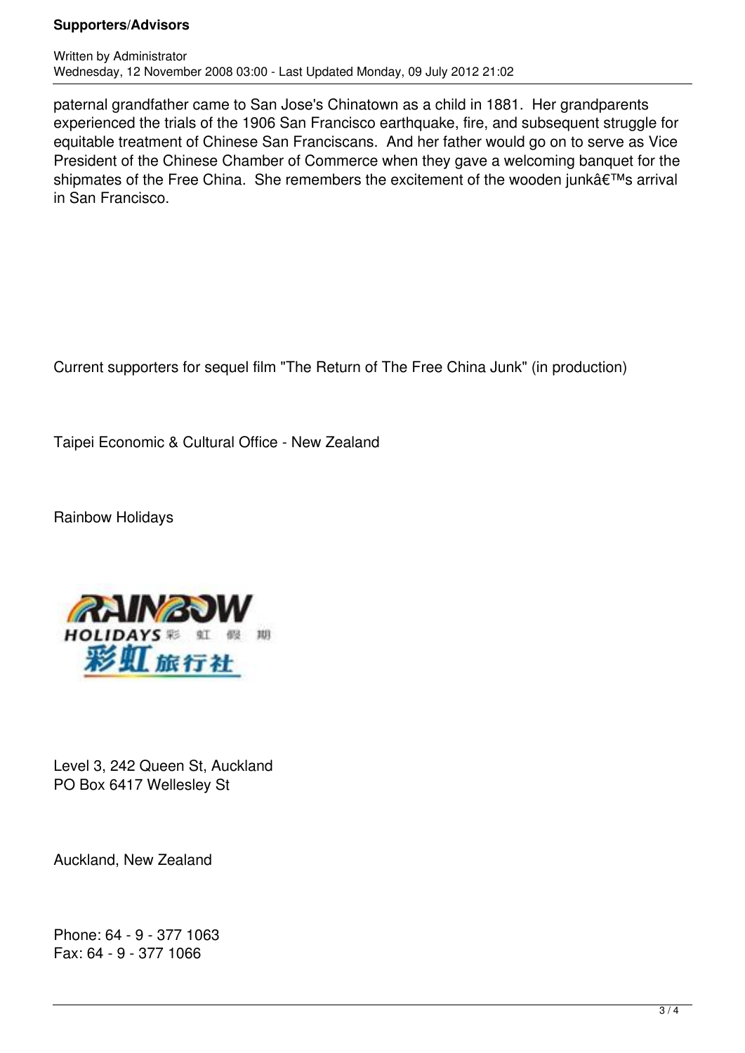paternal grandfather came to San Jose's Chinatown as a child in 1881. Her grandparents experienced the trials of the 1906 San Francisco earthquake, fire, and subsequent struggle for equitable treatment of Chinese San Franciscans. And her father would go on to serve as Vice President of the Chinese Chamber of Commerce when they gave a welcoming banquet for the shipmates of the Free China. She remembers the excitement of the wooden junkâ€™s arrival in San Francisco.

Current supporters for sequel film "The Return of The Free China Junk" (in production)

Taipei Economic & Cultural Office - New Zealand

Rainbow Holidays

Level 3, 242 Queen St, Auckland
PO Box 6417 Wellesley St

Auckland, New Zealand

Phone: 64 - 9 - 377 1063
Fax: 64 - 9 - 377 1066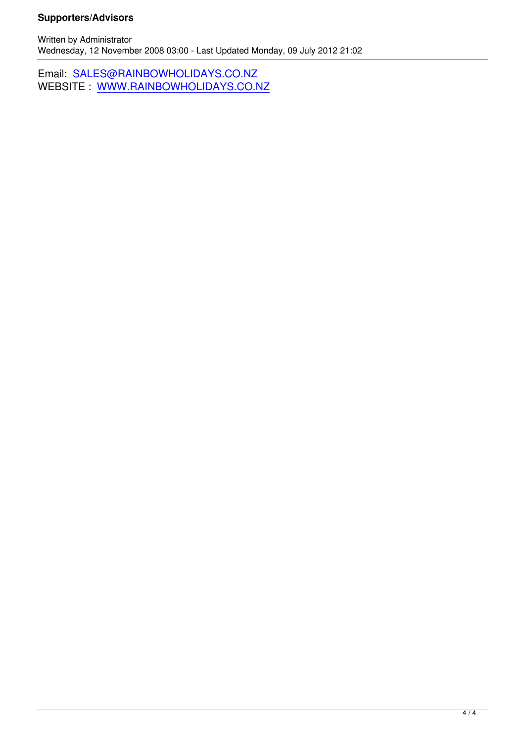Email: SALES@RAINBOWHOLIDAYS.CO.NZ
WEBSITE : WWW.RAINBOWHOLIDAYS.CO.NZ